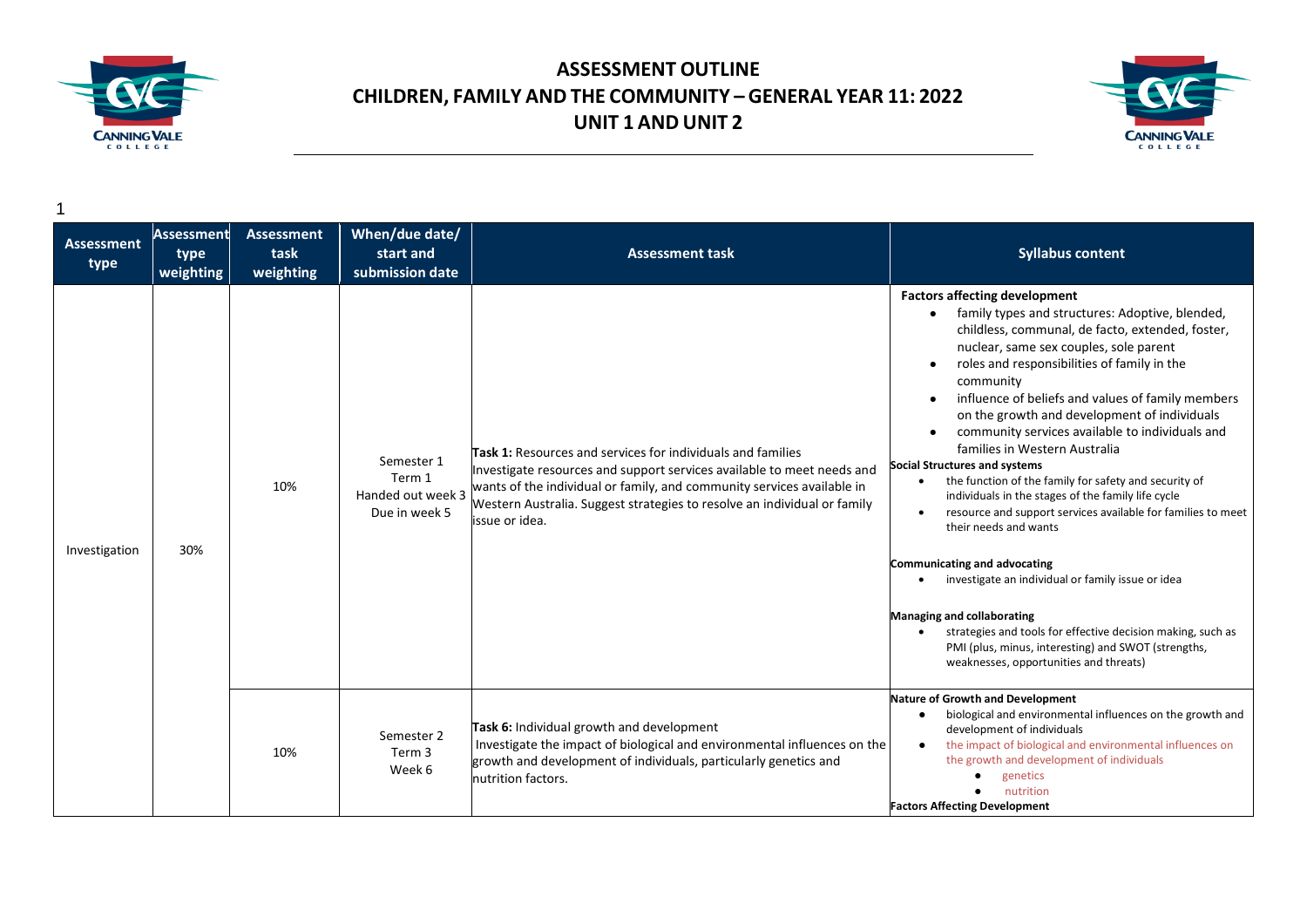# ASSESSMENT OUTLINE
# CHILDREN, FAMILY AND THE COMMUNITY – GENERAL YEAR 11: 2022
# UNIT 1 AND UNIT 2

1

| Assessment type | Assessment type weighting | Assessment task weighting | When/due date/ start and submission date | Assessment task | Syllabus content |
|---|---|---|---|---|---|
| Investigation | 30% | 10% | Semester 1<br>Term 1<br>Handed out week 3<br>Due in week 5 | **Task 1:** Resources and services for individuals and families<br>Investigate resources and support services available to meet needs and wants of the individual or family, and community services available in Western Australia. Suggest strategies to resolve an individual or family issue or idea. | **Factors affecting development**<br>• family types and structures: Adoptive, blended, childless, communal, de facto, extended, foster, nuclear, same sex couples, sole parent<br>• roles and responsibilities of family in the community<br>• influence of beliefs and values of family members on the growth and development of individuals<br>• community services available to individuals and families in Western Australia<br>**Social Structures and systems**<br>• the function of the family for safety and security of individuals in the stages of the family life cycle<br>• resource and support services available for families to meet their needs and wants<br>**Communicating and advocating**<br>• investigate an individual or family issue or idea<br>**Managing and collaborating**<br>• strategies and tools for effective decision making, such as PMI (plus, minus, interesting) and SWOT (strengths, weaknesses, opportunities and threats) |
| | | 10% | Semester 2<br>Term 3<br>Week 6 | **Task 6:** Individual growth and development<br>Investigate the impact of biological and environmental influences on the growth and development of individuals, particularly genetics and nutrition factors. | **Nature of Growth and Development**<br>• biological and environmental influences on the growth and development of individuals<br>• the impact of biological and environmental influences on the growth and development of individuals<br>  • genetics<br>  • nutrition<br>**Factors Affecting Development** |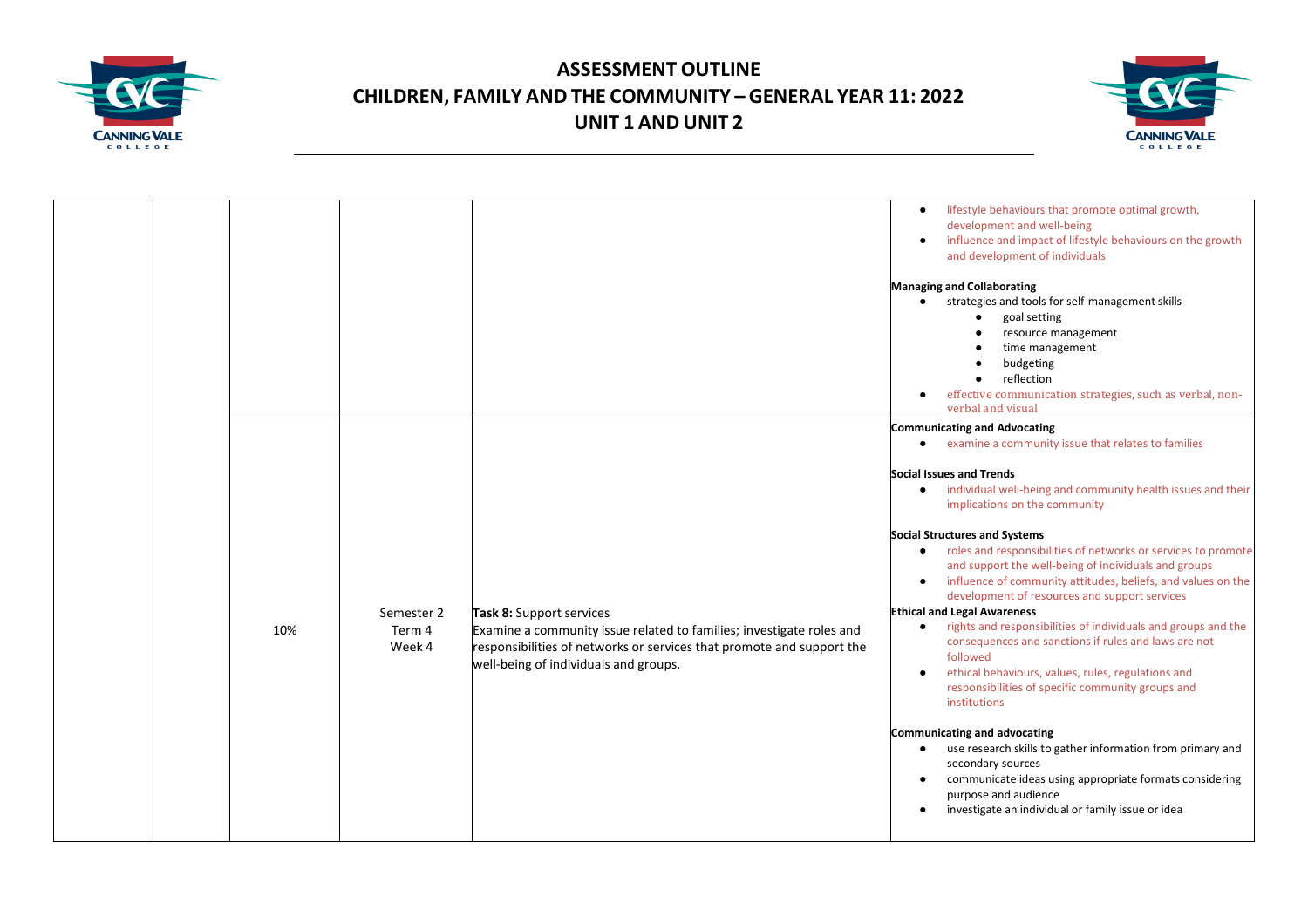# ASSESSMENT OUTLINE
# CHILDREN, FAMILY AND THE COMMUNITY – GENERAL YEAR 11: 2022
# UNIT 1 AND UNIT 2

| | | | | | |
|---|---|---|---|---|---|
| | | | | | • lifestyle behaviours that promote optimal growth, development and well-being<br>• influence and impact of lifestyle behaviours on the growth and development of individuals<br><br>**Managing and Collaborating**<br>• strategies and tools for self-management skills<br>  • goal setting<br>  • resource management<br>  • time management<br>  • budgeting<br>  • reflection<br>• effective communication strategies, such as verbal, non-verbal and visual |
| | | 10% | Semester 2<br>Term 4<br>Week 4 | **Task 8:** Support services<br>Examine a community issue related to families; investigate roles and responsibilities of networks or services that promote and support the well-being of individuals and groups. | **Communicating and Advocating**<br>• examine a community issue that relates to families<br><br>**Social Issues and Trends**<br>• individual well-being and community health issues and their implications on the community<br><br>**Social Structures and Systems**<br>• roles and responsibilities of networks or services to promote and support the well-being of individuals and groups<br>• influence of community attitudes, beliefs, and values on the development of resources and support services<br>**Ethical and Legal Awareness**<br>• rights and responsibilities of individuals and groups and the consequences and sanctions if rules and laws are not followed<br>• ethical behaviours, values, rules, regulations and responsibilities of specific community groups and institutions<br><br>**Communicating and advocating**<br>• use research skills to gather information from primary and secondary sources<br>• communicate ideas using appropriate formats considering purpose and audience<br>• investigate an individual or family issue or idea |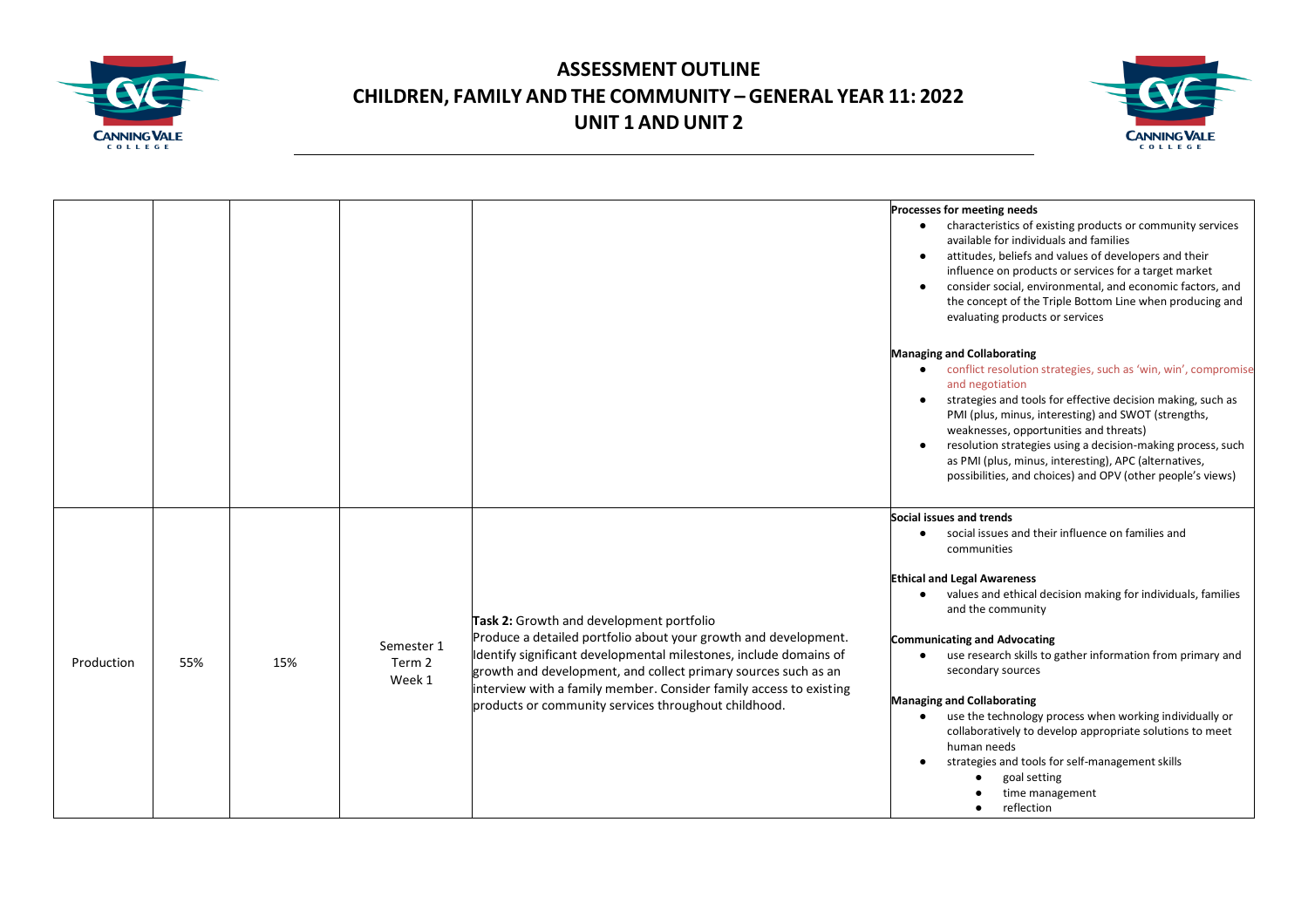# ASSESSMENT OUTLINE
# CHILDREN, FAMILY AND THE COMMUNITY – GENERAL YEAR 11: 2022
# UNIT 1 AND UNIT 2

| | | | | | |
|---|---|---|---|---|---|
| | | | | | **Processes for meeting needs**<br>• characteristics of existing products or community services available for individuals and families<br>• attitudes, beliefs and values of developers and their influence on products or services for a target market<br>• consider social, environmental, and economic factors, and the concept of the Triple Bottom Line when producing and evaluating products or services<br><br>**Managing and Collaborating**<br>• conflict resolution strategies, such as 'win, win', compromise and negotiation<br>• strategies and tools for effective decision making, such as PMI (plus, minus, interesting) and SWOT (strengths, weaknesses, opportunities and threats)<br>• resolution strategies using a decision-making process, such as PMI (plus, minus, interesting), APC (alternatives, possibilities, and choices) and OPV (other people's views) |
| Production | 55% | 15% | Semester 1<br>Term 2<br>Week 1 | **Task 2:** Growth and development portfolio<br>Produce a detailed portfolio about your growth and development. Identify significant developmental milestones, include domains of growth and development, and collect primary sources such as an interview with a family member. Consider family access to existing products or community services throughout childhood. | **Social issues and trends**<br>• social issues and their influence on families and communities<br><br>**Ethical and Legal Awareness**<br>• values and ethical decision making for individuals, families and the community<br><br>**Communicating and Advocating**<br>• use research skills to gather information from primary and secondary sources<br><br>**Managing and Collaborating**<br>• use the technology process when working individually or collaboratively to develop appropriate solutions to meet human needs<br>• strategies and tools for self-management skills<br>  • goal setting<br>  • time management<br>  • reflection |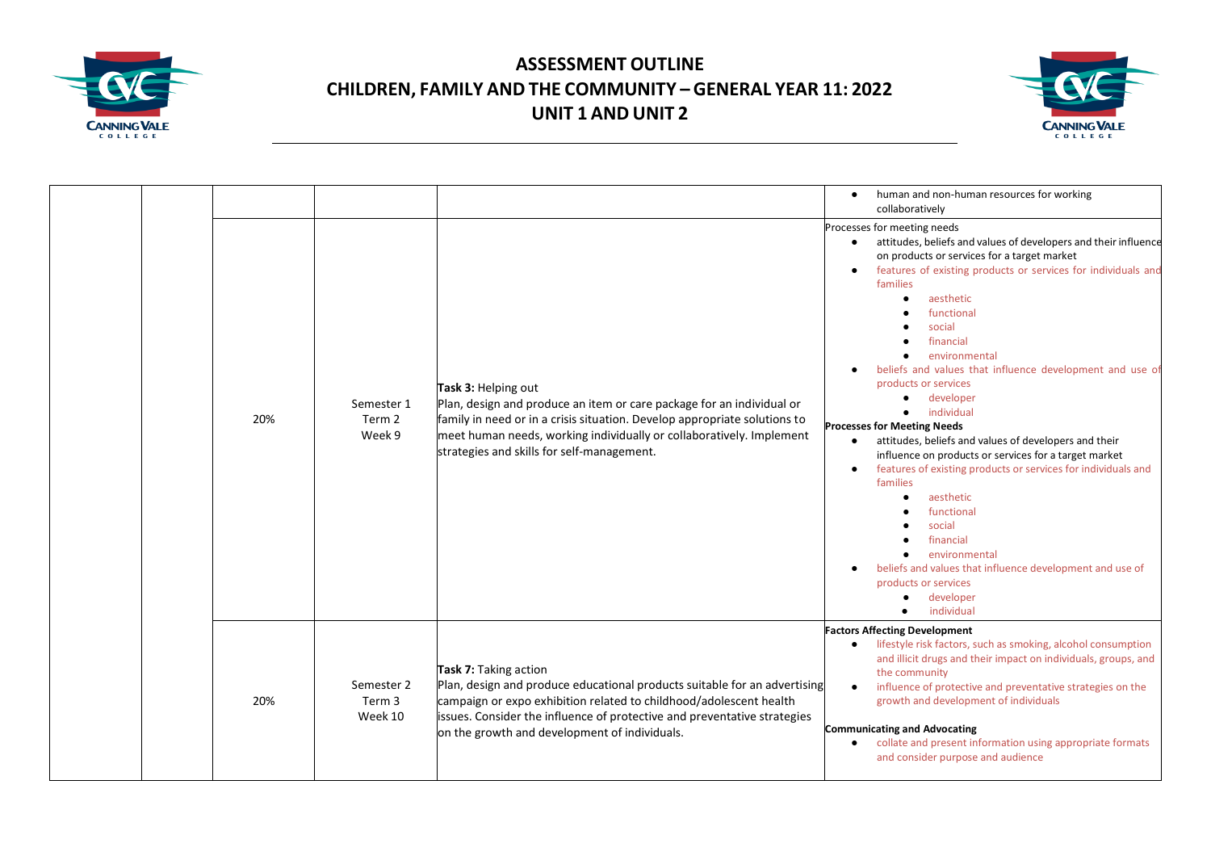# ASSESSMENT OUTLINE
# CHILDREN, FAMILY AND THE COMMUNITY – GENERAL YEAR 11: 2022
# UNIT 1 AND UNIT 2

| | | | | | |
|---|---|---|---|---|---|
| | | | | | • human and non-human resources for working collaboratively |
| | | 20% | Semester 1<br>Term 2<br>Week 9 | **Task 3:** Helping out<br>Plan, design and produce an item or care package for an individual or family in need or in a crisis situation. Develop appropriate solutions to meet human needs, working individually or collaboratively. Implement strategies and skills for self-management. | Processes for meeting needs<br>• attitudes, beliefs and values of developers and their influence on products or services for a target market<br>• features of existing products or services for individuals and families<br>  • aesthetic<br>  • functional<br>  • social<br>  • financial<br>  • environmental<br>• beliefs and values that influence development and use of products or services<br>  • developer<br>  • individual<br>**Processes for Meeting Needs**<br>• attitudes, beliefs and values of developers and their influence on products or services for a target market<br>• features of existing products or services for individuals and families<br>  • aesthetic<br>  • functional<br>  • social<br>  • financial<br>  • environmental<br>• beliefs and values that influence development and use of products or services<br>  • developer<br>  • individual |
| | | 20% | Semester 2<br>Term 3<br>Week 10 | **Task 7:** Taking action<br>Plan, design and produce educational products suitable for an advertising campaign or expo exhibition related to childhood/adolescent health issues. Consider the influence of protective and preventative strategies on the growth and development of individuals. | **Factors Affecting Development**<br>• lifestyle risk factors, such as smoking, alcohol consumption and illicit drugs and their impact on individuals, groups, and the community<br>• influence of protective and preventative strategies on the growth and development of individuals<br><br>**Communicating and Advocating**<br>• collate and present information using appropriate formats and consider purpose and audience |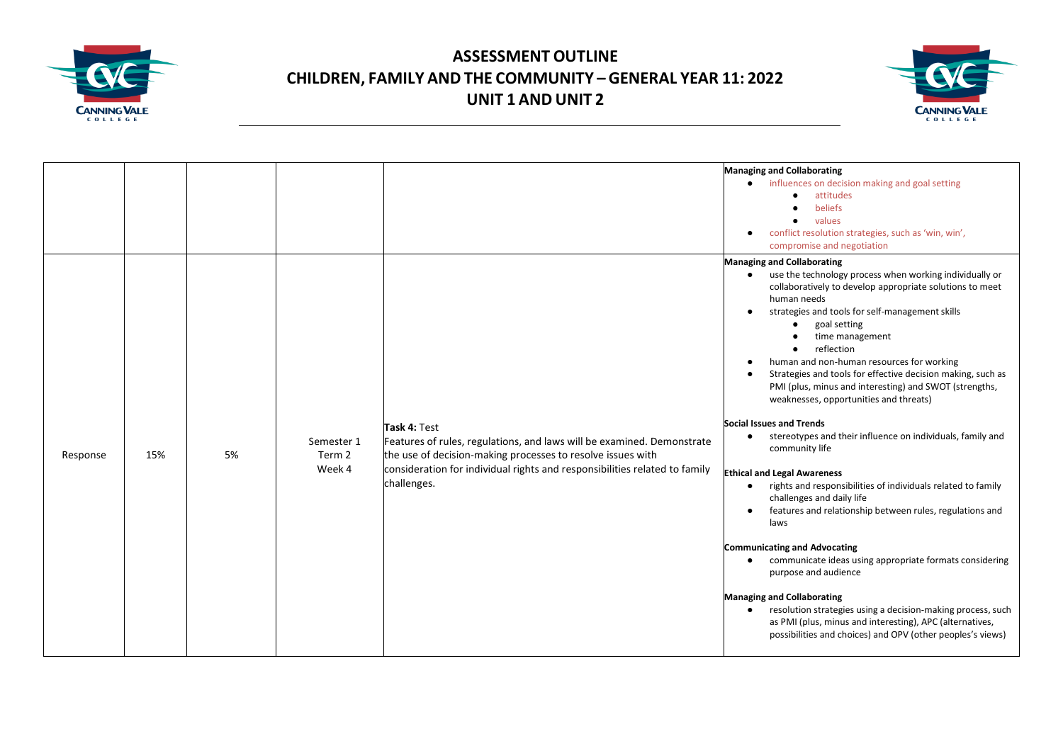# ASSESSMENT OUTLINE
## CHILDREN, FAMILY AND THE COMMUNITY – GENERAL YEAR 11: 2022
## UNIT 1 AND UNIT 2

| | | | | | |
|---|---|---|---|---|---|
| | | | | | **Managing and Collaborating**<br>● influences on decision making and goal setting<br>&nbsp;&nbsp;&nbsp;&nbsp;● attitudes<br>&nbsp;&nbsp;&nbsp;&nbsp;● beliefs<br>&nbsp;&nbsp;&nbsp;&nbsp;● values<br>● conflict resolution strategies, such as 'win, win', compromise and negotiation |
| Response | 15% | 5% | Semester 1<br>Term 2<br>Week 4 | **Task 4:** Test<br>Features of rules, regulations, and laws will be examined. Demonstrate the use of decision-making processes to resolve issues with consideration for individual rights and responsibilities related to family challenges. | **Managing and Collaborating**<br>● use the technology process when working individually or collaboratively to develop appropriate solutions to meet human needs<br>● strategies and tools for self-management skills<br>&nbsp;&nbsp;&nbsp;&nbsp;● goal setting<br>&nbsp;&nbsp;&nbsp;&nbsp;● time management<br>&nbsp;&nbsp;&nbsp;&nbsp;● reflection<br>● human and non-human resources for working<br>● Strategies and tools for effective decision making, such as PMI (plus, minus and interesting) and SWOT (strengths, weaknesses, opportunities and threats)<br><br>**Social Issues and Trends**<br>● stereotypes and their influence on individuals, family and community life<br><br>**Ethical and Legal Awareness**<br>● rights and responsibilities of individuals related to family challenges and daily life<br>● features and relationship between rules, regulations and laws<br><br>**Communicating and Advocating**<br>● communicate ideas using appropriate formats considering purpose and audience<br><br>**Managing and Collaborating**<br>● resolution strategies using a decision-making process, such as PMI (plus, minus and interesting), APC (alternatives, possibilities and choices) and OPV (other peoples's views) |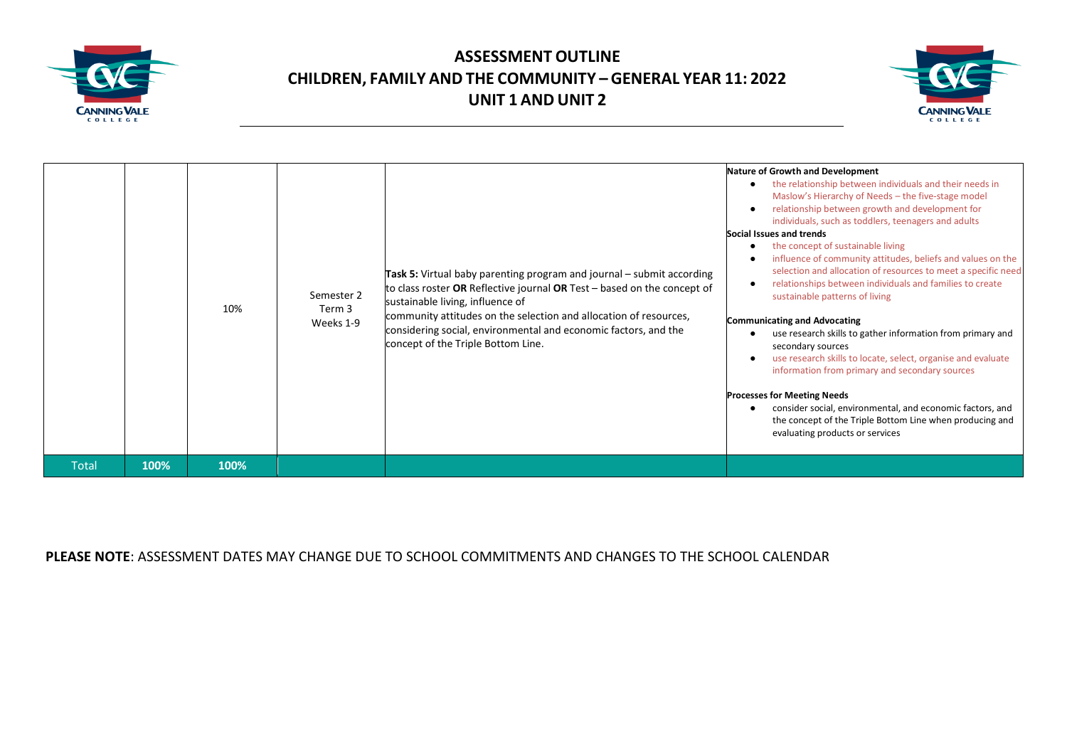# ASSESSMENT OUTLINE

# CHILDREN, FAMILY AND THE COMMUNITY – GENERAL YEAR 11: 2022

# UNIT 1 AND UNIT 2

| | | | | | |
|---|---|---|---|---|---|
| | | 10% | Semester 2<br>Term 3<br>Weeks 1-9 | **Task 5:** Virtual baby parenting program and journal – submit according to class roster **OR** Reflective journal **OR** Test – based on the concept of sustainable living, influence of community attitudes on the selection and allocation of resources, considering social, environmental and economic factors, and the concept of the Triple Bottom Line. | **Nature of Growth and Development**<br>• the relationship between individuals and their needs in Maslow's Hierarchy of Needs – the five-stage model<br>• relationship between growth and development for individuals, such as toddlers, teenagers and adults<br>**Social Issues and trends**<br>• the concept of sustainable living<br>• influence of community attitudes, beliefs and values on the selection and allocation of resources to meet a specific need<br>• relationships between individuals and families to create sustainable patterns of living<br>**Communicating and Advocating**<br>• use research skills to gather information from primary and secondary sources<br>• use research skills to locate, select, organise and evaluate information from primary and secondary sources<br>**Processes for Meeting Needs**<br>• consider social, environmental, and economic factors, and the concept of the Triple Bottom Line when producing and evaluating products or services |
| Total | **100%** | **100%** | | | |

**PLEASE NOTE**: ASSESSMENT DATES MAY CHANGE DUE TO SCHOOL COMMITMENTS AND CHANGES TO THE SCHOOL CALENDAR